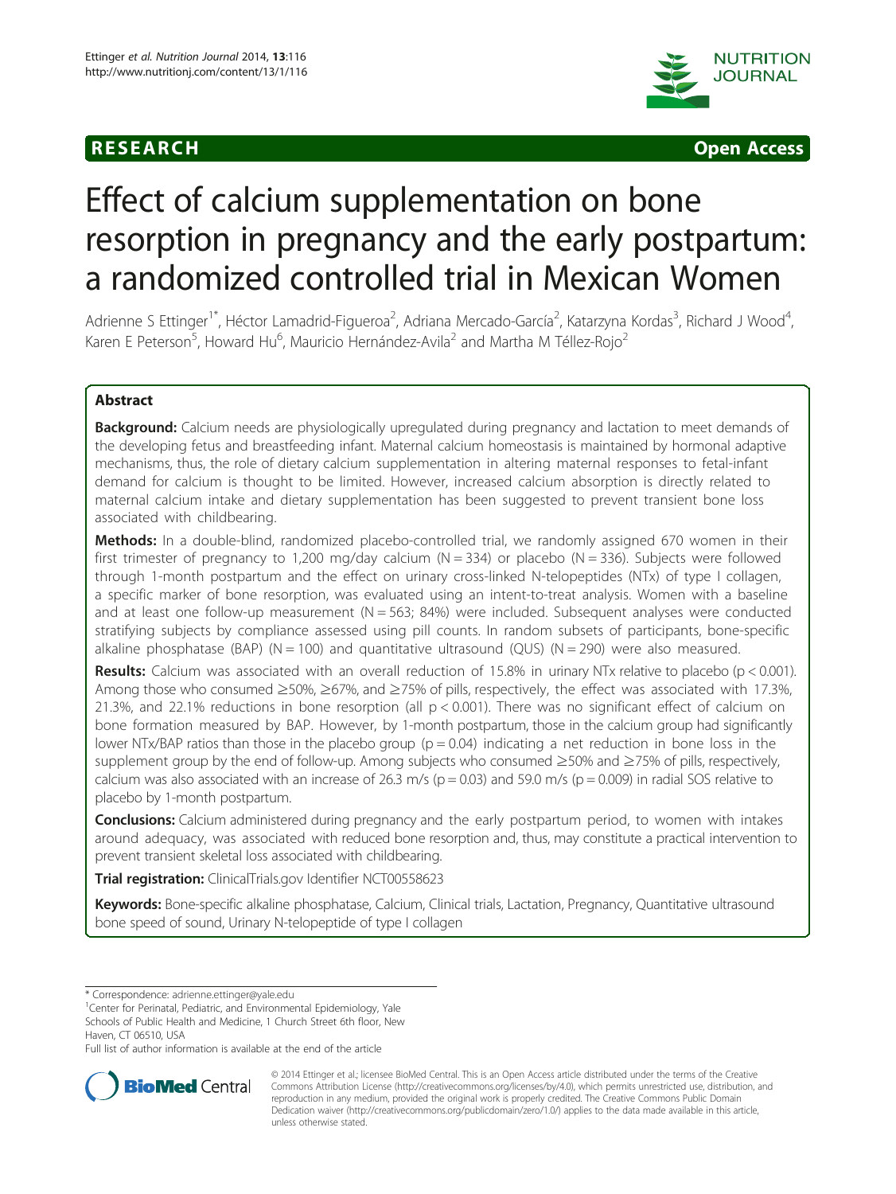RESEARCH

Open Access

# Effect of calcium supplementation on bone resorption in pregnancy and the early postpartum: a randomized controlled trial in Mexican Women

Adrienne S Ettinger[1*], Héctor Lamadrid-Figueroa[2], Adriana Mercado-García[2], Katarzyna Kordas[3], Richard J Wood[4], Karen E Peterson[5], Howard Hu[6], Mauricio Hernández-Avila[2] and Martha M Téllez-Rojo[2]

## Abstract

**Background:** Calcium needs are physiologically upregulated during pregnancy and lactation to meet demands of the developing fetus and breastfeeding infant. Maternal calcium homeostasis is maintained by hormonal adaptive mechanisms, thus, the role of dietary calcium supplementation in altering maternal responses to fetal-infant demand for calcium is thought to be limited. However, increased calcium absorption is directly related to maternal calcium intake and dietary supplementation has been suggested to prevent transient bone loss associated with childbearing.

**Methods:** In a double-blind, randomized placebo-controlled trial, we randomly assigned 670 women in their first trimester of pregnancy to 1,200 mg/day calcium (N = 334) or placebo (N = 336). Subjects were followed through 1-month postpartum and the effect on urinary cross-linked N-telopeptides (NTx) of type I collagen, a specific marker of bone resorption, was evaluated using an intent-to-treat analysis. Women with a baseline and at least one follow-up measurement (N = 563; 84%) were included. Subsequent analyses were conducted stratifying subjects by compliance assessed using pill counts. In random subsets of participants, bone-specific alkaline phosphatase (BAP) (N = 100) and quantitative ultrasound (QUS) (N = 290) were also measured.

**Results:** Calcium was associated with an overall reduction of 15.8% in urinary NTx relative to placebo ($p < 0.001$). Among those who consumed ≥50%, ≥67%, and ≥75% of pills, respectively, the effect was associated with 17.3%, 21.3%, and 22.1% reductions in bone resorption (all $p < 0.001$). There was no significant effect of calcium on bone formation measured by BAP. However, by 1-month postpartum, those in the calcium group had significantly lower NTx/BAP ratios than those in the placebo group ($p = 0.04$) indicating a net reduction in bone loss in the supplement group by the end of follow-up. Among subjects who consumed ≥50% and ≥75% of pills, respectively, calcium was also associated with an increase of 26.3 m/s ($p = 0.03$) and 59.0 m/s ($p = 0.009$) in radial SOS relative to placebo by 1-month postpartum.

**Conclusions:** Calcium administered during pregnancy and the early postpartum period, to women with intakes around adequacy, was associated with reduced bone resorption and, thus, may constitute a practical intervention to prevent transient skeletal loss associated with childbearing.

**Trial registration:** ClinicalTrials.gov Identifier NCT00558623

**Keywords:** Bone-specific alkaline phosphatase, Calcium, Clinical trials, Lactation, Pregnancy, Quantitative ultrasound bone speed of sound, Urinary N-telopeptide of type I collagen

* Correspondence: adrienne.ettinger@yale.edu
[1]Center for Perinatal, Pediatric, and Environmental Epidemiology, Yale Schools of Public Health and Medicine, 1 Church Street 6th floor, New Haven, CT 06510, USA
Full list of author information is available at the end of the article

© 2014 Ettinger et al.; licensee BioMed Central. This is an Open Access article distributed under the terms of the Creative Commons Attribution License (http://creativecommons.org/licenses/by/4.0), which permits unrestricted use, distribution, and reproduction in any medium, provided the original work is properly credited. The Creative Commons Public Domain Dedication waiver (http://creativecommons.org/publicdomain/zero/1.0/) applies to the data made available in this article, unless otherwise stated.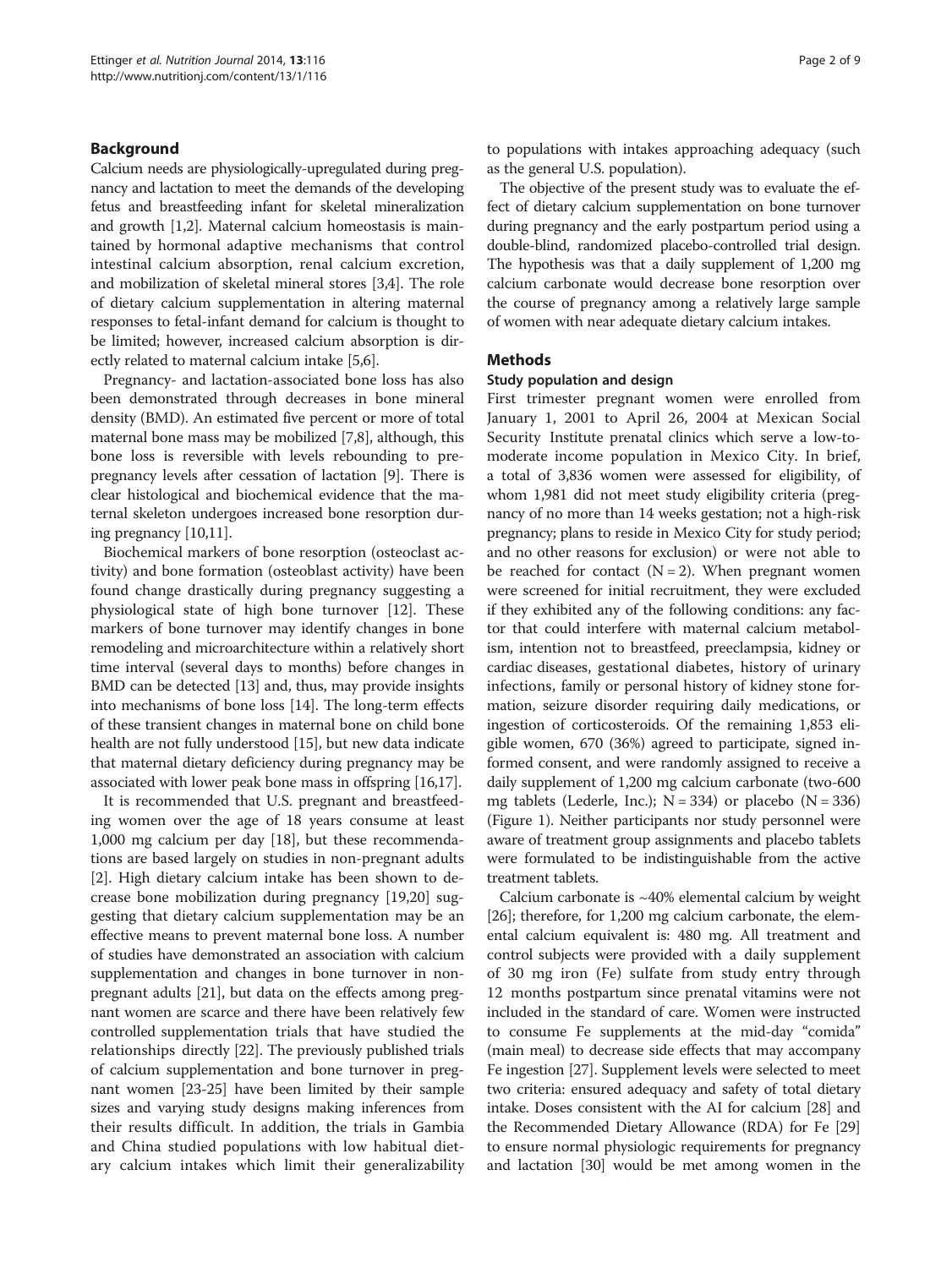## Background

Calcium needs are physiologically-upregulated during pregnancy and lactation to meet the demands of the developing fetus and breastfeeding infant for skeletal mineralization and growth [1,2]. Maternal calcium homeostasis is maintained by hormonal adaptive mechanisms that control intestinal calcium absorption, renal calcium excretion, and mobilization of skeletal mineral stores [3,4]. The role of dietary calcium supplementation in altering maternal responses to fetal-infant demand for calcium is thought to be limited; however, increased calcium absorption is directly related to maternal calcium intake [5,6].

Pregnancy- and lactation-associated bone loss has also been demonstrated through decreases in bone mineral density (BMD). An estimated five percent or more of total maternal bone mass may be mobilized [7,8], although, this bone loss is reversible with levels rebounding to prepregnancy levels after cessation of lactation [9]. There is clear histological and biochemical evidence that the maternal skeleton undergoes increased bone resorption during pregnancy [10,11].

Biochemical markers of bone resorption (osteoclast activity) and bone formation (osteoblast activity) have been found change drastically during pregnancy suggesting a physiological state of high bone turnover [12]. These markers of bone turnover may identify changes in bone remodeling and microarchitecture within a relatively short time interval (several days to months) before changes in BMD can be detected [13] and, thus, may provide insights into mechanisms of bone loss [14]. The long-term effects of these transient changes in maternal bone on child bone health are not fully understood [15], but new data indicate that maternal dietary deficiency during pregnancy may be associated with lower peak bone mass in offspring [16,17].

It is recommended that U.S. pregnant and breastfeeding women over the age of 18 years consume at least 1,000 mg calcium per day [18], but these recommendations are based largely on studies in non-pregnant adults [2]. High dietary calcium intake has been shown to decrease bone mobilization during pregnancy [19,20] suggesting that dietary calcium supplementation may be an effective means to prevent maternal bone loss. A number of studies have demonstrated an association with calcium supplementation and changes in bone turnover in non-pregnant adults [21], but data on the effects among pregnant women are scarce and there have been relatively few controlled supplementation trials that have studied the relationships directly [22]. The previously published trials of calcium supplementation and bone turnover in pregnant women [23-25] have been limited by their sample sizes and varying study designs making inferences from their results difficult. In addition, the trials in Gambia and China studied populations with low habitual dietary calcium intakes which limit their generalizability to populations with intakes approaching adequacy (such as the general U.S. population).

The objective of the present study was to evaluate the effect of dietary calcium supplementation on bone turnover during pregnancy and the early postpartum period using a double-blind, randomized placebo-controlled trial design. The hypothesis was that a daily supplement of 1,200 mg calcium carbonate would decrease bone resorption over the course of pregnancy among a relatively large sample of women with near adequate dietary calcium intakes.

## Methods

### Study population and design

First trimester pregnant women were enrolled from January 1, 2001 to April 26, 2004 at Mexican Social Security Institute prenatal clinics which serve a low-to-moderate income population in Mexico City. In brief, a total of 3,836 women were assessed for eligibility, of whom 1,981 did not meet study eligibility criteria (pregnancy of no more than 14 weeks gestation; not a high-risk pregnancy; plans to reside in Mexico City for study period; and no other reasons for exclusion) or were not able to be reached for contact (N = 2). When pregnant women were screened for initial recruitment, they were excluded if they exhibited any of the following conditions: any factor that could interfere with maternal calcium metabolism, intention not to breastfeed, preeclampsia, kidney or cardiac diseases, gestational diabetes, history of urinary infections, family or personal history of kidney stone formation, seizure disorder requiring daily medications, or ingestion of corticosteroids. Of the remaining 1,853 eligible women, 670 (36%) agreed to participate, signed informed consent, and were randomly assigned to receive a daily supplement of 1,200 mg calcium carbonate (two-600 mg tablets (Lederle, Inc.); N = 334) or placebo (N = 336) (Figure 1). Neither participants nor study personnel were aware of treatment group assignments and placebo tablets were formulated to be indistinguishable from the active treatment tablets.

Calcium carbonate is ~40% elemental calcium by weight [26]; therefore, for 1,200 mg calcium carbonate, the elemental calcium equivalent is: 480 mg. All treatment and control subjects were provided with a daily supplement of 30 mg iron (Fe) sulfate from study entry through 12 months postpartum since prenatal vitamins were not included in the standard of care. Women were instructed to consume Fe supplements at the mid-day "comida" (main meal) to decrease side effects that may accompany Fe ingestion [27]. Supplement levels were selected to meet two criteria: ensured adequacy and safety of total dietary intake. Doses consistent with the AI for calcium [28] and the Recommended Dietary Allowance (RDA) for Fe [29] to ensure normal physiologic requirements for pregnancy and lactation [30] would be met among women in the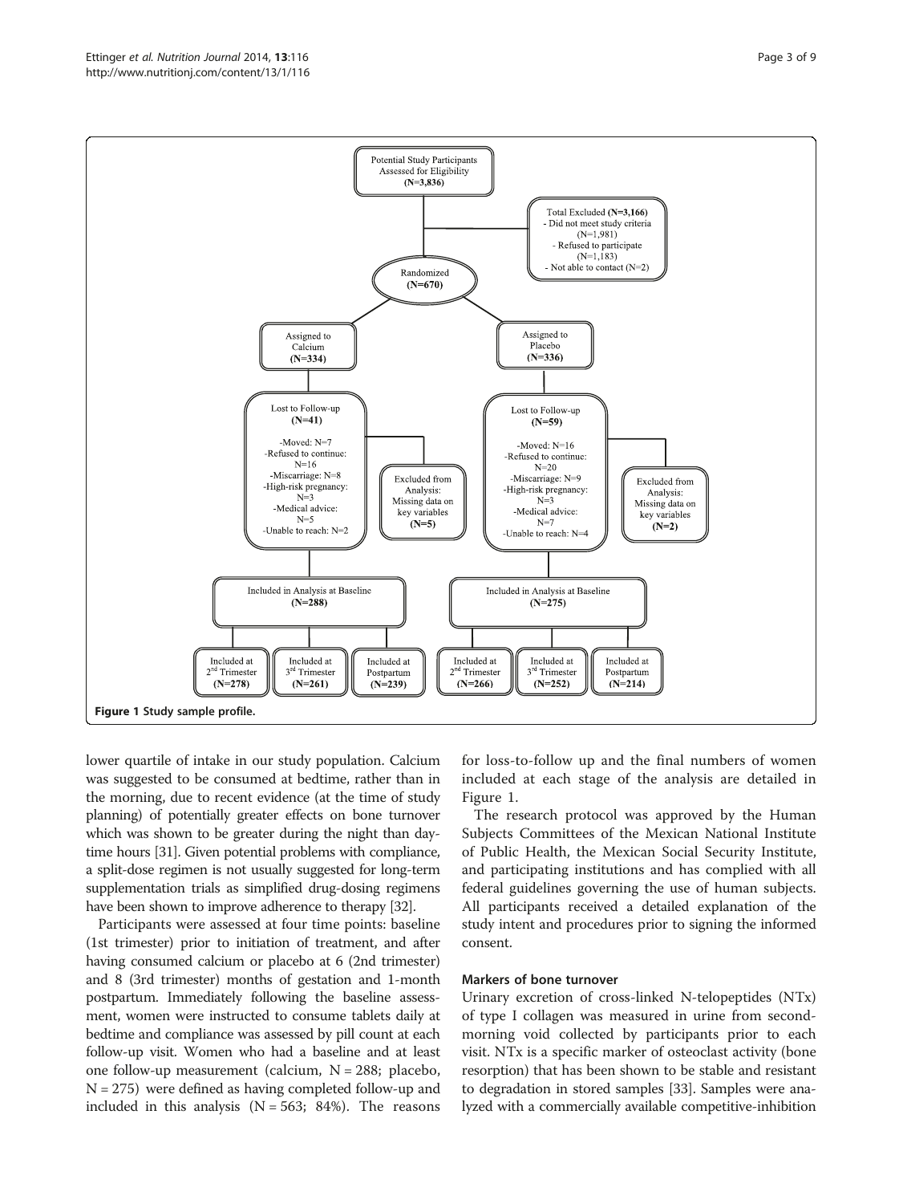Figure 1 Study sample profile.

lower quartile of intake in our study population. Calcium was suggested to be consumed at bedtime, rather than in the morning, due to recent evidence (at the time of study planning) of potentially greater effects on bone turnover which was shown to be greater during the night than daytime hours [31]. Given potential problems with compliance, a split-dose regimen is not usually suggested for long-term supplementation trials as simplified drug-dosing regimens have been shown to improve adherence to therapy [32].

Participants were assessed at four time points: baseline (1st trimester) prior to initiation of treatment, and after having consumed calcium or placebo at 6 (2nd trimester) and 8 (3rd trimester) months of gestation and 1-month postpartum. Immediately following the baseline assessment, women were instructed to consume tablets daily at bedtime and compliance was assessed by pill count at each follow-up visit. Women who had a baseline and at least one follow-up measurement (calcium, N = 288; placebo, N = 275) were defined as having completed follow-up and included in this analysis (N = 563; 84%). The reasons for loss-to-follow up and the final numbers of women included at each stage of the analysis are detailed in Figure 1.

The research protocol was approved by the Human Subjects Committees of the Mexican National Institute of Public Health, the Mexican Social Security Institute, and participating institutions and has complied with all federal guidelines governing the use of human subjects. All participants received a detailed explanation of the study intent and procedures prior to signing the informed consent.

#### Markers of bone turnover

Urinary excretion of cross-linked N-telopeptides (NTx) of type I collagen was measured in urine from second-morning void collected by participants prior to each visit. NTx is a specific marker of osteoclast activity (bone resorption) that has been shown to be stable and resistant to degradation in stored samples [33]. Samples were analyzed with a commercially available competitive-inhibition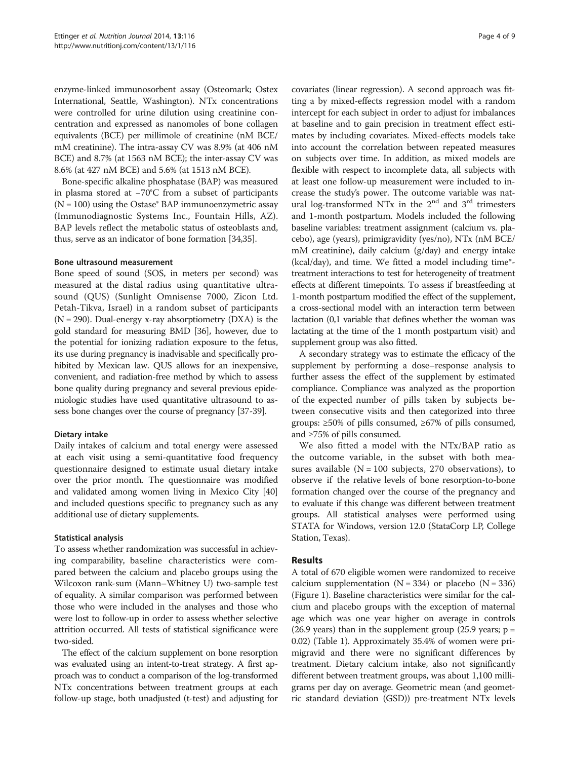enzyme-linked immunosorbent assay (Osteomark; Ostex International, Seattle, Washington). NTx concentrations were controlled for urine dilution using creatinine concentration and expressed as nanomoles of bone collagen equivalents (BCE) per millimole of creatinine (nM BCE/mM creatinine). The intra-assay CV was 8.9% (at 406 nM BCE) and 8.7% (at 1563 nM BCE); the inter-assay CV was 8.6% (at 427 nM BCE) and 5.6% (at 1513 nM BCE).

Bone-specific alkaline phosphatase (BAP) was measured in plasma stored at −70°C from a subset of participants (N = 100) using the Ostase® BAP immunoenzymetric assay (Immunodiagnostic Systems Inc., Fountain Hills, AZ). BAP levels reflect the metabolic status of osteoblasts and, thus, serve as an indicator of bone formation [34,35].

#### Bone ultrasound measurement

Bone speed of sound (SOS, in meters per second) was measured at the distal radius using quantitative ultrasound (QUS) (Sunlight Omnisense 7000, Zicon Ltd. Petah-Tikva, Israel) in a random subset of participants (N = 290). Dual-energy x-ray absorptiometry (DXA) is the gold standard for measuring BMD [36], however, due to the potential for ionizing radiation exposure to the fetus, its use during pregnancy is inadvisable and specifically prohibited by Mexican law. QUS allows for an inexpensive, convenient, and radiation-free method by which to assess bone quality during pregnancy and several previous epidemiologic studies have used quantitative ultrasound to assess bone changes over the course of pregnancy [37-39].

#### Dietary intake

Daily intakes of calcium and total energy were assessed at each visit using a semi-quantitative food frequency questionnaire designed to estimate usual dietary intake over the prior month. The questionnaire was modified and validated among women living in Mexico City [40] and included questions specific to pregnancy such as any additional use of dietary supplements.

#### Statistical analysis

To assess whether randomization was successful in achieving comparability, baseline characteristics were compared between the calcium and placebo groups using the Wilcoxon rank-sum (Mann–Whitney U) two-sample test of equality. A similar comparison was performed between those who were included in the analyses and those who were lost to follow-up in order to assess whether selective attrition occurred. All tests of statistical significance were two-sided.

The effect of the calcium supplement on bone resorption was evaluated using an intent-to-treat strategy. A first approach was to conduct a comparison of the log-transformed NTx concentrations between treatment groups at each follow-up stage, both unadjusted (t-test) and adjusting for covariates (linear regression). A second approach was fitting a by mixed-effects regression model with a random intercept for each subject in order to adjust for imbalances at baseline and to gain precision in treatment effect estimates by including covariates. Mixed-effects models take into account the correlation between repeated measures on subjects over time. In addition, as mixed models are flexible with respect to incomplete data, all subjects with at least one follow-up measurement were included to increase the study's power. The outcome variable was natural log-transformed NTx in the 2[nd] and 3[rd] trimesters and 1-month postpartum. Models included the following baseline variables: treatment assignment (calcium vs. placebo), age (years), primigravidity (yes/no), NTx (nM BCE/mM creatinine), daily calcium (g/day) and energy intake (kcal/day), and time. We fitted a model including time*-treatment interactions to test for heterogeneity of treatment effects at different timepoints. To assess if breastfeeding at 1-month postpartum modified the effect of the supplement, a cross-sectional model with an interaction term between lactation (0,1 variable that defines whether the woman was lactating at the time of the 1 month postpartum visit) and supplement group was also fitted.

A secondary strategy was to estimate the efficacy of the supplement by performing a dose–response analysis to further assess the effect of the supplement by estimated compliance. Compliance was analyzed as the proportion of the expected number of pills taken by subjects between consecutive visits and then categorized into three groups: ≥50% of pills consumed, ≥67% of pills consumed, and ≥75% of pills consumed.

We also fitted a model with the NTx/BAP ratio as the outcome variable, in the subset with both measures available (N = 100 subjects, 270 observations), to observe if the relative levels of bone resorption-to-bone formation changed over the course of the pregnancy and to evaluate if this change was different between treatment groups. All statistical analyses were performed using STATA for Windows, version 12.0 (StataCorp LP, College Station, Texas).

## Results

A total of 670 eligible women were randomized to receive calcium supplementation (N = 334) or placebo (N = 336) (Figure 1). Baseline characteristics were similar for the calcium and placebo groups with the exception of maternal age which was one year higher on average in controls (26.9 years) than in the supplement group (25.9 years; $p = 0.02$) (Table 1). Approximately 35.4% of women were primigravid and there were no significant differences by treatment. Dietary calcium intake, also not significantly different between treatment groups, was about 1,100 milligrams per day on average. Geometric mean (and geometric standard deviation (GSD)) pre-treatment NTx levels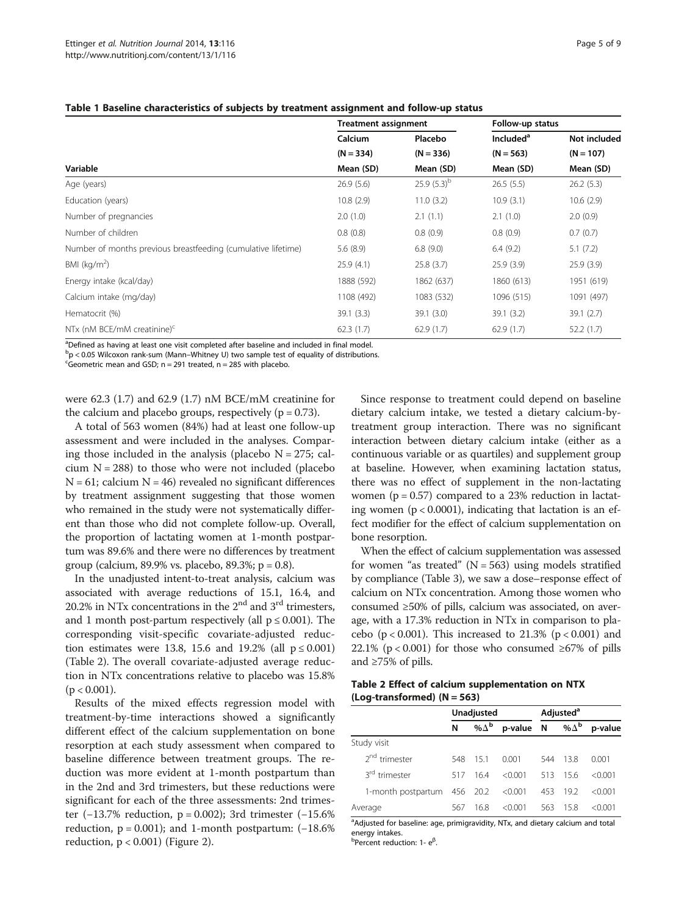**Table 1 Baseline characteristics of subjects by treatment assignment and follow-up status**

| | Treatment assignment | | Follow-up status | |
|---|---|---|---|---|
| | Calcium | Placebo | Included[a] | Not included |
| | (N = 334) | (N = 336) | (N = 563) | (N = 107) |
| Variable | Mean (SD) | Mean (SD) | Mean (SD) | Mean (SD) |
| Age (years) | 26.9 (5.6) | 25.9 (5.3)[b] | 26.5 (5.5) | 26.2 (5.3) |
| Education (years) | 10.8 (2.9) | 11.0 (3.2) | 10.9 (3.1) | 10.6 (2.9) |
| Number of pregnancies | 2.0 (1.0) | 2.1 (1.1) | 2.1 (1.0) | 2.0 (0.9) |
| Number of children | 0.8 (0.8) | 0.8 (0.9) | 0.8 (0.9) | 0.7 (0.7) |
| Number of months previous breastfeeding (cumulative lifetime) | 5.6 (8.9) | 6.8 (9.0) | 6.4 (9.2) | 5.1 (7.2) |
| BMI ($kg/m^2$) | 25.9 (4.1) | 25.8 (3.7) | 25.9 (3.9) | 25.9 (3.9) |
| Energy intake (kcal/day) | 1888 (592) | 1862 (637) | 1860 (613) | 1951 (619) |
| Calcium intake (mg/day) | 1108 (492) | 1083 (532) | 1096 (515) | 1091 (497) |
| Hematocrit (%) | 39.1 (3.3) | 39.1 (3.0) | 39.1 (3.2) | 39.1 (2.7) |
| NTx (nM BCE/mM creatinine)[c] | 62.3 (1.7) | 62.9 (1.7) | 62.9 (1.7) | 52.2 (1.7) |

[a]Defined as having at least one visit completed after baseline and included in final model.
[b]p < 0.05 Wilcoxon rank-sum (Mann–Whitney U) two sample test of equality of distributions.
[c]Geometric mean and GSD; n = 291 treated, n = 285 with placebo.

were 62.3 (1.7) and 62.9 (1.7) nM BCE/mM creatinine for the calcium and placebo groups, respectively (p = 0.73).

A total of 563 women (84%) had at least one follow-up assessment and were included in the analyses. Comparing those included in the analysis (placebo N = 275; calcium N = 288) to those who were not included (placebo N = 61; calcium N = 46) revealed no significant differences by treatment assignment suggesting that those women who remained in the study were not systematically different than those who did not complete follow-up. Overall, the proportion of lactating women at 1-month postpartum was 89.6% and there were no differences by treatment group (calcium, 89.9% vs. placebo, 89.3%; p = 0.8).

In the unadjusted intent-to-treat analysis, calcium was associated with average reductions of 15.1, 16.4, and 20.2% in NTx concentrations in the 2[nd] and 3[rd] trimesters, and 1 month post-partum respectively (all $p \leq 0.001$). The corresponding visit-specific covariate-adjusted reduction estimates were 13.8, 15.6 and 19.2% (all $p \leq 0.001$) (Table 2). The overall covariate-adjusted average reduction in NTx concentrations relative to placebo was 15.8% ($p < 0.001$).

Results of the mixed effects regression model with treatment-by-time interactions showed a significantly different effect of the calcium supplementation on bone resorption at each study assessment when compared to baseline difference between treatment groups. The reduction was more evident at 1-month postpartum than in the 2nd and 3rd trimesters, but these reductions were significant for each of the three assessments: 2nd trimester (−13.7% reduction, p = 0.002); 3rd trimester (−15.6% reduction, p = 0.001); and 1-month postpartum: (−18.6% reduction, $p < 0.001$) (Figure 2).

Since response to treatment could depend on baseline dietary calcium intake, we tested a dietary calcium-by-treatment group interaction. There was no significant interaction between dietary calcium intake (either as a continuous variable or as quartiles) and supplement group at baseline. However, when examining lactation status, there was no effect of supplement in the non-lactating women (p = 0.57) compared to a 23% reduction in lactating women ($p < 0.0001$), indicating that lactation is an effect modifier for the effect of calcium supplementation on bone resorption.

When the effect of calcium supplementation was assessed for women "as treated" (N = 563) using models stratified by compliance (Table 3), we saw a dose–response effect of calcium on NTx concentration. Among those women who consumed ≥50% of pills, calcium was associated, on average, with a 17.3% reduction in NTx in comparison to placebo ($p < 0.001$). This increased to 21.3% ($p < 0.001$) and 22.1% ($p < 0.001$) for those who consumed ≥67% of pills and ≥75% of pills.

**Table 2 Effect of calcium supplementation on NTX (Log-transformed) (N = 563)**

| | Unadjusted | | | Adjusted[a] | | |
|---|---|---|---|---|---|---|
| | N | %Δ[b] | p-value | N | %Δ[b] | p-value |
| Study visit | | | | | | |
| 2[nd] trimester | 548 | 15.1 | 0.001 | 544 | 13.8 | 0.001 |
| 3[rd] trimester | 517 | 16.4 | <0.001 | 513 | 15.6 | <0.001 |
| 1-month postpartum | 456 | 20.2 | <0.001 | 453 | 19.2 | <0.001 |
| Average | 567 | 16.8 | <0.001 | 563 | 15.8 | <0.001 |

[a]Adjusted for baseline: age, primigravidity, NTx, and dietary calcium and total energy intakes.
[b]Percent reduction: $1- e^{\beta}$.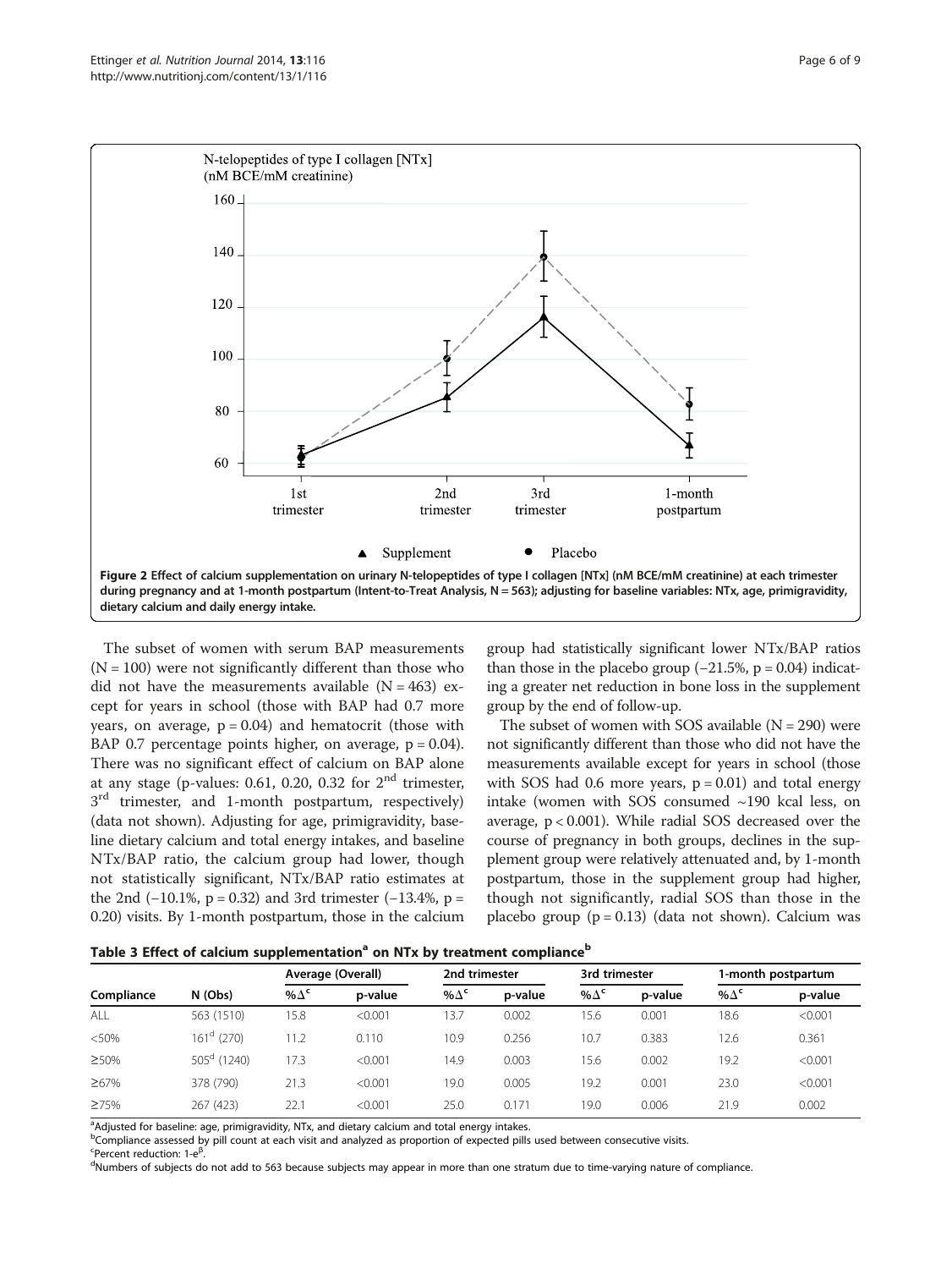Figure 2 Effect of calcium supplementation on urinary N-telopeptides of type I collagen [NTx] (nM BCE/mM creatinine) at each trimester during pregnancy and at 1-month postpartum (Intent-to-Treat Analysis, N = 563); adjusting for baseline variables: NTx, age, primigravidity, dietary calcium and daily energy intake.

The subset of women with serum BAP measurements (N = 100) were not significantly different than those who did not have the measurements available (N = 463) except for years in school (those with BAP had 0.7 more years, on average, p = 0.04) and hematocrit (those with BAP 0.7 percentage points higher, on average, p = 0.04). There was no significant effect of calcium on BAP alone at any stage (p-values: 0.61, 0.20, 0.32 for 2nd trimester, 3rd trimester, and 1-month postpartum, respectively) (data not shown). Adjusting for age, primigravidity, baseline dietary calcium and total energy intakes, and baseline NTx/BAP ratio, the calcium group had lower, though not statistically significant, NTx/BAP ratio estimates at the 2nd (−10.1%, p = 0.32) and 3rd trimester (−13.4%, p = 0.20) visits. By 1-month postpartum, those in the calcium group had statistically significant lower NTx/BAP ratios than those in the placebo group (−21.5%, p = 0.04) indicating a greater net reduction in bone loss in the supplement group by the end of follow-up.

The subset of women with SOS available (N = 290) were not significantly different than those who did not have the measurements available except for years in school (those with SOS had 0.6 more years, p = 0.01) and total energy intake (women with SOS consumed ~190 kcal less, on average, p < 0.001). While radial SOS decreased over the course of pregnancy in both groups, declines in the supplement group were relatively attenuated and, by 1-month postpartum, those in the supplement group had higher, though not significantly, radial SOS than those in the placebo group (p = 0.13) (data not shown). Calcium was

**Table 3 Effect of calcium supplementation[a] on NTx by treatment compliance[b]**

| Compliance | N (Obs) | Average (Overall) | | 2nd trimester | | 3rd trimester | | 1-month postpartum | |
|---|---|---|---|---|---|---|---|---|---|
| | | %Δ[c] | p-value | %Δ[c] | p-value | %Δ[c] | p-value | %Δ[c] | p-value |
| ALL | 563 (1510) | 15.8 | <0.001 | 13.7 | 0.002 | 15.6 | 0.001 | 18.6 | <0.001 |
| <50% | 161[d] (270) | 11.2 | 0.110 | 10.9 | 0.256 | 10.7 | 0.383 | 12.6 | 0.361 |
| ≥50% | 505[d] (1240) | 17.3 | <0.001 | 14.9 | 0.003 | 15.6 | 0.002 | 19.2 | <0.001 |
| ≥67% | 378 (790) | 21.3 | <0.001 | 19.0 | 0.005 | 19.2 | 0.001 | 23.0 | <0.001 |
| ≥75% | 267 (423) | 22.1 | <0.001 | 25.0 | 0.171 | 19.0 | 0.006 | 21.9 | 0.002 |

[a]Adjusted for baseline: age, primigravidity, NTx, and dietary calcium and total energy intakes.
[b]Compliance assessed by pill count at each visit and analyzed as proportion of expected pills used between consecutive visits.
[c]Percent reduction: $1\text{-}e^{\beta}$.
[d]Numbers of subjects do not add to 563 because subjects may appear in more than one stratum due to time-varying nature of compliance.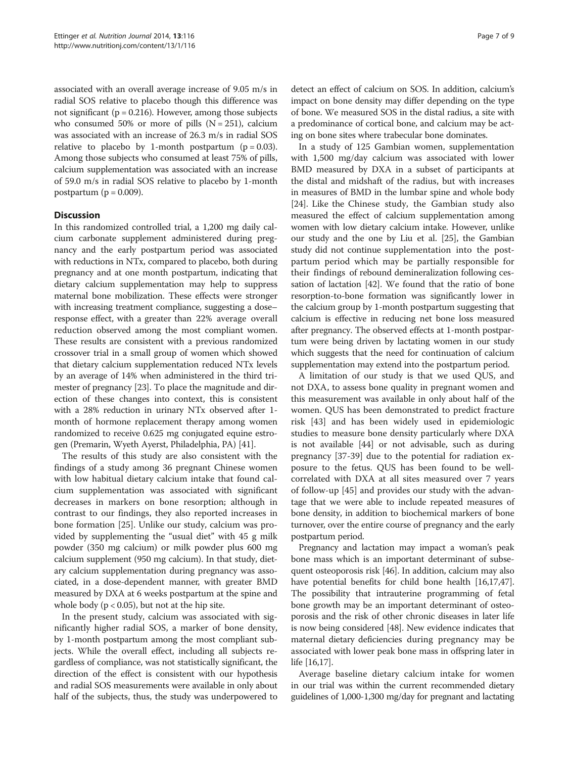associated with an overall average increase of 9.05 m/s in radial SOS relative to placebo though this difference was not significant ($p = 0.216$). However, among those subjects who consumed 50% or more of pills ($N = 251$), calcium was associated with an increase of 26.3 m/s in radial SOS relative to placebo by 1-month postpartum ($p = 0.03$). Among those subjects who consumed at least 75% of pills, calcium supplementation was associated with an increase of 59.0 m/s in radial SOS relative to placebo by 1-month postpartum ($p = 0.009$).

## Discussion

In this randomized controlled trial, a 1,200 mg daily calcium carbonate supplement administered during pregnancy and the early postpartum period was associated with reductions in NTx, compared to placebo, both during pregnancy and at one month postpartum, indicating that dietary calcium supplementation may help to suppress maternal bone mobilization. These effects were stronger with increasing treatment compliance, suggesting a dose–response effect, with a greater than 22% average overall reduction observed among the most compliant women. These results are consistent with a previous randomized crossover trial in a small group of women which showed that dietary calcium supplementation reduced NTx levels by an average of 14% when administered in the third trimester of pregnancy [23]. To place the magnitude and direction of these changes into context, this is consistent with a 28% reduction in urinary NTx observed after 1-month of hormone replacement therapy among women randomized to receive 0.625 mg conjugated equine estrogen (Premarin, Wyeth Ayerst, Philadelphia, PA) [41].

The results of this study are also consistent with the findings of a study among 36 pregnant Chinese women with low habitual dietary calcium intake that found calcium supplementation was associated with significant decreases in markers on bone resorption; although in contrast to our findings, they also reported increases in bone formation [25]. Unlike our study, calcium was provided by supplementing the "usual diet" with 45 g milk powder (350 mg calcium) or milk powder plus 600 mg calcium supplement (950 mg calcium). In that study, dietary calcium supplementation during pregnancy was associated, in a dose-dependent manner, with greater BMD measured by DXA at 6 weeks postpartum at the spine and whole body ($p < 0.05$), but not at the hip site.

In the present study, calcium was associated with significantly higher radial SOS, a marker of bone density, by 1-month postpartum among the most compliant subjects. While the overall effect, including all subjects regardless of compliance, was not statistically significant, the direction of the effect is consistent with our hypothesis and radial SOS measurements were available in only about half of the subjects, thus, the study was underpowered to detect an effect of calcium on SOS. In addition, calcium's impact on bone density may differ depending on the type of bone. We measured SOS in the distal radius, a site with a predominance of cortical bone, and calcium may be acting on bone sites where trabecular bone dominates.

In a study of 125 Gambian women, supplementation with 1,500 mg/day calcium was associated with lower BMD measured by DXA in a subset of participants at the distal and midshaft of the radius, but with increases in measures of BMD in the lumbar spine and whole body [24]. Like the Chinese study, the Gambian study also measured the effect of calcium supplementation among women with low dietary calcium intake. However, unlike our study and the one by Liu et al. [25], the Gambian study did not continue supplementation into the postpartum period which may be partially responsible for their findings of rebound demineralization following cessation of lactation [42]. We found that the ratio of bone resorption-to-bone formation was significantly lower in the calcium group by 1-month postpartum suggesting that calcium is effective in reducing net bone loss measured after pregnancy. The observed effects at 1-month postpartum were being driven by lactating women in our study which suggests that the need for continuation of calcium supplementation may extend into the postpartum period.

A limitation of our study is that we used QUS, and not DXA, to assess bone quality in pregnant women and this measurement was available in only about half of the women. QUS has been demonstrated to predict fracture risk [43] and has been widely used in epidemiologic studies to measure bone density particularly where DXA is not available [44] or not advisable, such as during pregnancy [37-39] due to the potential for radiation exposure to the fetus. QUS has been found to be well-correlated with DXA at all sites measured over 7 years of follow-up [45] and provides our study with the advantage that we were able to include repeated measures of bone density, in addition to biochemical markers of bone turnover, over the entire course of pregnancy and the early postpartum period.

Pregnancy and lactation may impact a woman's peak bone mass which is an important determinant of subsequent osteoporosis risk [46]. In addition, calcium may also have potential benefits for child bone health [16,17,47]. The possibility that intrauterine programming of fetal bone growth may be an important determinant of osteoporosis and the risk of other chronic diseases in later life is now being considered [48]. New evidence indicates that maternal dietary deficiencies during pregnancy may be associated with lower peak bone mass in offspring later in life [16,17].

Average baseline dietary calcium intake for women in our trial was within the current recommended dietary guidelines of 1,000-1,300 mg/day for pregnant and lactating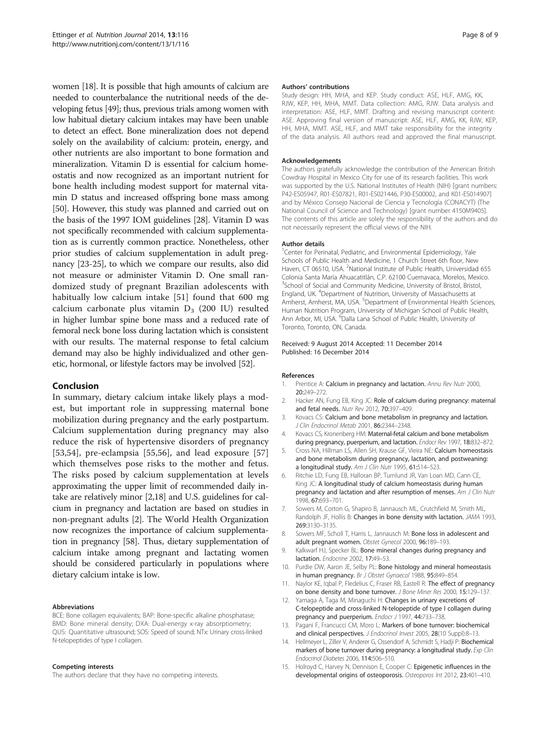women [18]. It is possible that high amounts of calcium are needed to counterbalance the nutritional needs of the developing fetus [49]; thus, previous trials among women with low habitual dietary calcium intakes may have been unable to detect an effect. Bone mineralization does not depend solely on the availability of calcium: protein, energy, and other nutrients are also important to bone formation and mineralization. Vitamin D is essential for calcium homeostasis and now recognized as an important nutrient for bone health including modest support for maternal vitamin D status and increased offspring bone mass among [50]. However, this study was planned and carried out on the basis of the 1997 IOM guidelines [28]. Vitamin D was not specifically recommended with calcium supplementation as is currently common practice. Nonetheless, other prior studies of calcium supplementation in adult pregnancy [23-25], to which we compare our results, also did not measure or administer Vitamin D. One small randomized study of pregnant Brazilian adolescents with habitually low calcium intake [51] found that 600 mg calcium carbonate plus vitamin $D_3$ (200 IU) resulted in higher lumbar spine bone mass and a reduced rate of femoral neck bone loss during lactation which is consistent with our results. The maternal response to fetal calcium demand may also be highly individualized and other genetic, hormonal, or lifestyle factors may be involved [52].

## Conclusion

In summary, dietary calcium intake likely plays a modest, but important role in suppressing maternal bone mobilization during pregnancy and the early postpartum. Calcium supplementation during pregnancy may also reduce the risk of hypertensive disorders of pregnancy [53,54], pre-eclampsia [55,56], and lead exposure [57] which themselves pose risks to the mother and fetus. The risks posed by calcium supplementation at levels approximating the upper limit of recommended daily intake are relatively minor [2,18] and U.S. guidelines for calcium in pregnancy and lactation are based on studies in non-pregnant adults [2]. The World Health Organization now recognizes the importance of calcium supplementation in pregnancy [58]. Thus, dietary supplementation of calcium intake among pregnant and lactating women should be considered particularly in populations where dietary calcium intake is low.

#### Abbreviations

BCE: Bone collagen equivalents; BAP: Bone-specific alkaline phosphatase; BMD: Bone mineral density; DXA: Dual-energy x-ray absorptiometry; QUS: Quantitative ultrasound; SOS: Speed of sound; NTx: Urinary cross-linked N-telopeptides of type I collagen.

#### Competing interests

The authors declare that they have no competing interests.

#### Authors' contributions

Study design: HH, MHA, and KEP. Study conduct: ASE, HLF, AMG, KK, RJW, KEP, HH, MHA, MMT. Data collection: AMG, RJW. Data analysis and interpretation: ASE, HLF, MMT. Drafting and revising manuscript content: ASE. Approving final version of manuscript: ASE, HLF, AMG, KK, RJW, KEP, HH, MHA, MMT. ASE, HLF, and MMT take responsibility for the integrity of the data analysis. All authors read and approved the final manuscript.

#### Acknowledgements

The authors gratefully acknowledge the contribution of the American British Cowdray Hospital in Mexico City for use of its research facilities. This work was supported by the U.S. National Institutes of Health (NIH) [grant numbers: P42-ES05947, R01-ES07821, R01-ES021446, P30-ES00002, and K01-ES014907] and by México Consejo Nacional de Ciencia y Tecnología (CONACYT) (The National Council of Science and Technology) [grant number 4150M9405]. The contents of this article are solely the responsibility of the authors and do not necessarily represent the official views of the NIH.

#### Author details

[1]Center for Perinatal, Pediatric, and Environmental Epidemiology, Yale Schools of Public Health and Medicine, 1 Church Street 6th floor, New Haven, CT 06510, USA. [2]National Institute of Public Health, Universidad 655 Colonia Santa María Ahuacatitlán, C.P. 62100 Cuernavaca, Morelos, Mexico. [3]School of Social and Community Medicine, University of Bristol, Bristol, England, UK. [4]Department of Nutrition, University of Massachusetts at Amherst, Amherst, MA, USA. [5]Department of Environmental Health Sciences, Human Nutrition Program, University of Michigan School of Public Health, Ann Arbor, MI, USA. [6]Dalla Lana School of Public Health, University of Toronto, Toronto, ON, Canada.

Received: 9 August 2014 Accepted: 11 December 2014
Published: 16 December 2014

#### References

1. Prentice A: **Calcium in pregnancy and lactation.** *Annu Rev Nutr* 2000, **20:**249–272.
2. Hacker AN, Fung EB, King JC: **Role of calcium during pregnancy: maternal and fetal needs.** *Nutr Rev* 2012, **70:**397–409.
3. Kovacs CS: **Calcium and bone metabolism in pregnancy and lactation.** *J Clin Endocrinol Metab* 2001, **86:**2344–2348.
4. Kovacs CS, Kronenberg HM: **Maternal-fetal calcium and bone metabolism during pregnancy, puerperium, and lactation.** *Endocr Rev* 1997, **18:**832–872.
5. Cross NA, Hillman LS, Allen SH, Krause GF, Vieira NE: **Calcium homeostasis and bone metabolism during pregnancy, lactation, and postweaning: a longitudinal study.** *Am J Clin Nutr* 1995, **61:**514–523.
6. Ritchie LD, Fung EB, Halloran BP, Turnlund JR, Van Loan MD, Cann CE, King JC: **A longitudinal study of calcium homeostasis during human pregnancy and lactation and after resumption of menses.** *Am J Clin Nutr* 1998, **67:**693–701.
7. Sowers M, Corton G, Shapiro B, Jannausch ML, Crutchfield M, Smith ML, Randolph JF, Hollis B: **Changes in bone density with lactation.** *JAMA* 1993, **269:**3130–3135.
8. Sowers MF, Scholl T, Harris L, Jannausch M: **Bone loss in adolescent and adult pregnant women.** *Obstet Gynecol* 2000, **96:**189–193.
9. Kalkwarf HJ, Specker BL: **Bone mineral changes during pregnancy and lactation.** *Endocrine* 2002, **17:**49–53.
10. Purdie DW, Aaron JE, Selby PL: **Bone histology and mineral homeostasis in human pregnancy.** *Br J Obstet Gynaecol* 1988, **95:**849–854.
11. Naylor KE, Iqbal P, Fledelius C, Fraser RB, Eastell R: **The effect of pregnancy on bone density and bone turnover.** *J Bone Miner Res* 2000, **15:**129–137.
12. Yamaga A, Taga M, Minaguchi H: **Changes in urinary excretions of C-telopeptide and cross-linked N-telopeptide of type I collagen during pregnancy and puerperium.** *Endocr J* 1997, **44:**733–738.
13. Pagani F, Francucci CM, Moro L: **Markers of bone turnover: biochemical and clinical perspectives.** *J Endocrinol Invest* 2005, **28**(10 Suppl):8–13.
14. Hellmeyer L, Ziller V, Anderer G, Ossendorf A, Schmidt S, Hadji P: **Biochemical markers of bone turnover during pregnancy: a longitudinal study.** *Exp Clin Endocrinol Diabetes* 2006, **114:**506–510.
15. Holroyd C, Harvey N, Dennison E, Cooper C: **Epigenetic influences in the developmental origins of osteoporosis.** *Osteoporos Int* 2012, **23:**401–410.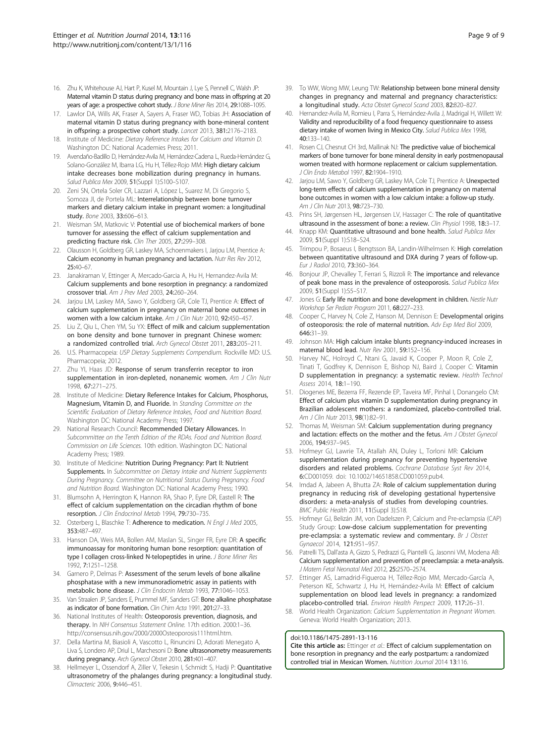16. Zhu K, Whitehouse AJ, Hart P, Kusel M, Mountain J, Lye S, Pennell C, Walsh JP: **Maternal vitamin D status during pregnancy and bone mass in offspring at 20 years of age: a prospective cohort study.** *J Bone Miner Res* 2014, **29:**1088–1095.
17. Lawlor DA, Wills AK, Fraser A, Sayers A, Fraser WD, Tobias JH: **Association of maternal vitamin D status during pregnancy with bone-mineral content in offspring: a prospective cohort study.** *Lancet* 2013, 381:2176–2183.
18. Institute of Medicine: *Dietary Reference Intakes for Calcium and Vitamin D.* Washington DC: National Academies Press; 2011.
19. Avendaño-Badillo D, Hernández-Avila M, Hernández-Cadena L, Rueda-Hernández G, Solano-González M, Ibarra LG, Hu H, Téllez-Rojo MM: **High dietary calcium intake decreases bone mobilization during pregnancy in humans.** *Salud Publica Mex* 2009, **51**(Suppl 1):S100–S107.
20. Zeni SN, Ortela Soler CR, Lazzari A, López L, Suarez M, Di Gregorio S, Somoza JI, de Portela ML: **Interrelationship between bone turnover markers and dietary calcium intake in pregnant women: a longitudinal study.** *Bone* 2003, **33:**606–613.
21. Weisman SM, Matkovic V: **Potential use of biochemical markers of bone turnover for assessing the effect of calcium supplementation and predicting fracture risk.** *Clin Ther* 2005, **27:**299–308.
22. Olausson H, Goldberg GR, Laskey MA, Schoenmakers I, Jarjou LM, Prentice A: **Calcium economy in human pregnancy and lactation.** *Nutr Res Rev* 2012, **25:**40–67.
23. Janakiraman V, Ettinger A, Mercado-Garcia A, Hu H, Hernandez-Avila M: **Calcium supplements and bone resorption in pregnancy: a randomized crossover trial.** *Am J Prev Med* 2003, **24:**260–264.
24. Jarjou LM, Laskey MA, Sawo Y, Goldberg GR, Cole TJ, Prentice A: **Effect of calcium supplementation in pregnancy on maternal bone outcomes in women with a low calcium intake.** *Am J Clin Nutr* 2010, **92:**450–457.
25. Liu Z, Qiu L, Chen YM, Su YX: **Effect of milk and calcium supplementation on bone density and bone turnover in pregnant Chinese women: a randomized controlled trial.** *Arch Gynecol Obstet* 2011, **283:**205–211.
26. U.S. Pharmacopeia: *USP Dietary Supplements Compendium.* Rockville MD: U.S. Pharmacopeia; 2012.
27. Zhu YI, Haas JD: **Response of serum transferrin receptor to iron supplementation in iron-depleted, nonanemic women.** *Am J Clin Nutr* 1998, **67:**271–275.
28. Institute of Medicine: **Dietary Reference Intakes for Calcium, Phosphorus, Magnesium, Vitamin D, and Fluoride.** In *Standing Committee on the Scientific Evaluation of Dietary Reference Intakes, Food and Nutrition Board.* Washington DC: National Academy Press; 1997.
29. National Research Council: **Recommended Dietary Allowances.** In *Subcommittee on the Tenth Edition of the RDAs. Food and Nutrition Board. Commission on Life Sciences.* 10th edition. Washington DC: National Academy Press; 1989.
30. Institute of Medicine: **Nutrition During Pregnancy: Part II: Nutrient Supplements.** In *Subcommittee on Dietary Intake and Nutrient Supplements During Pregnancy. Committee on Nutritional Status During Pregnancy. Food and Nutrition Board.* Washington DC: National Academy Press; 1990.
31. Blumsohn A, Herrington K, Hannon RA, Shao P, Eyre DR, Eastell R: **The effect of calcium supplementation on the circadian rhythm of bone resorption.** *J Clin Endocrinol Metab* 1994, **79:**730–735.
32. Osterberg L, Blaschke T: **Adherence to medication.** *N Engl J Med* 2005, **353:**487–497.
33. Hanson DA, Weis MA, Bollen AM, Maslan SL, Singer FR, Eyre DR: **A specific immunoassay for monitoring human bone resorption: quantitation of type I collagen cross-linked N-telopeptides in urine.** *J Bone Miner Res* 1992, **7:**1251–1258.
34. Garnero P, Delmas P: **Assessment of the serum levels of bone alkaline phosphatase with a new immunoradiometric assay in patients with metabolic bone disease.** *J Clin Endocrin Metab* 1993, **77:**1046–1053.
35. Van Straalen JP, Sanders E, Prummel MF, Sanders GT: **Bone alkaline phosphatase as indicator of bone formation.** *Clin Chim Acta* 1991, **201:**27–33.
36. National Institutes of Health: **Osteoporosis prevention, diagnosis, and therapy.** In *NIH Consensus Statement Online.* 17th edition. 2000:1–36. http://consensus.nih.gov/2000/2000Osteoporosis111html.htm.
37. Della Martina M, Biasioli A, Vascotto L, Rinuncini D, Adorati Menegato A, Liva S, Londero AP, Driul L, Marchesoni D: **Bone ultrasonometry measurements during pregnancy.** *Arch Gynecol Obstet* 2010, **281:**401–407.
38. Hellmeyer L, Ossendorf A, Ziller V, Tekesin I, Schmidt S, Hadji P: **Quantitative ultrasonometry of the phalanges during pregnancy: a longitudinal study.** *Climacteric* 2006, **9:**446–451.
39. To WW, Wong MW, Leung TW: **Relationship between bone mineral density changes in pregnancy and maternal and pregnancy characteristics: a longitudinal study.** *Acta Obstet Gynecol Scand* 2003, **82:**820–827.
40. Hernandez-Avila M, Romieu I, Parra S, Hernández-Avila J, Madrigal H, Willett W: **Validity and reproducibility of a food frequency questionnaire to assess dietary intake of women living in Mexico City.** *Salud Publica Mex* 1998, **40:**133–140.
41. Rosen CJ, Chesnut CH 3rd, Mallinak NJ: **The predictive value of biochemical markers of bone turnover for bone mineral density in early postmenopausal women treated with hormone replacement or calcium supplementation.** *J Clin Endo Metabol* 1997, **82:**1904–1910.
42. Jarjou LM, Sawo Y, Goldberg GR, Laskey MA, Cole TJ, Prentice A: **Unexpected long-term effects of calcium supplementation in pregnancy on maternal bone outcomes in women with a low calcium intake: a follow-up study.** *Am J Clin Nutr* 2013, **98:**723–730.
43. Prins SH, Jørgensen HL, Jørgensen LV, Hassager C: **The role of quantitative ultrasound in the assessment of bone: a review.** *Clin Physiol* 1998, **18:**3–17.
44. Knapp KM: **Quantitative ultrasound and bone health.** *Salud Publica Mex* 2009, **51**(Suppl 1):S18–S24.
45. Trimpou P, Bosaeus I, Bengtsson BA, Landin-Wilhelmsen K: **High correlation between quantitative ultrasound and DXA during 7 years of follow-up.** *Eur J Radiol* 2010, **73:**360–364.
46. Bonjour JP, Chevalley T, Ferrari S, Rizzoli R: **The importance and relevance of peak bone mass in the prevalence of osteoporosis.** *Salud Publica Mex* 2009, **51**(Suppl 1):S5–S17.
47. Jones G: **Early life nutrition and bone development in children.** *Nestle Nutr Workshop Ser Pediatr Program* 2011, **68:**227–233.
48. Cooper C, Harvey N, Cole Z, Hanson M, Dennison E: **Developmental origins of osteoporosis: the role of maternal nutrition.** *Adv Exp Med Biol* 2009, **646:**31–39.
49. Johnson MA: **High calcium intake blunts pregnancy-induced increases in maternal blood lead.** *Nutr Rev* 2001, **59:**152–156.
50. Harvey NC, Holroyd C, Ntani G, Javaid K, Cooper P, Moon R, Cole Z, Tinati T, Godfrey K, Dennison E, Bishop NJ, Baird J, Cooper C: **Vitamin D supplementation in pregnancy: a systematic review.** *Health Technol Assess* 2014, **18:**1–190.
51. Diogenes ME, Bezerra FF, Rezende EP, Taveira MF, Pinhal I, Donangelo CM: **Effect of calcium plus vitamin D supplementation during pregnancy in Brazilian adolescent mothers: a randomized, placebo-controlled trial.** *Am J Clin Nutr* 2013, **98**(1):82–91.
52. Thomas M, Weisman SM: **Calcium supplementation during pregnancy and lactation: effects on the mother and the fetus.** *Am J Obstet Gynecol* 2006, **194:**937–945.
53. Hofmeyr GJ, Lawrie TA, Atallah AN, Duley L, Torloni MR: **Calcium supplementation during pregnancy for preventing hypertensive disorders and related problems.** *Cochrane Database Syst Rev* 2014, **6:**CD001059. doi: 10.1002/14651858.CD001059.pub4.
54. Imdad A, Jabeen A, Bhutta ZA: **Role of calcium supplementation during pregnancy in reducing risk of developing gestational hypertensive disorders: a meta-analysis of studies from developing countries.** *BMC Public Health* 2011, **11**(Suppl 3):S18.
55. Hofmeyr GJ, Belizán JM, von Dadelszen P, Calcium and Pre-eclampsia (CAP) Study Group: **Low-dose calcium supplementation for preventing pre-eclampsia: a systematic review and commentary.** *Br J Obstet Gynaecol* 2014, **121:**951–957.
56. Patrelli TS, Dall'asta A, Gizzo S, Pedrazzi G, Piantelli G, Jasonni VM, Modena AB: **Calcium supplementation and prevention of preeclampsia: a meta-analysis.** *J Matern Fetal Neonatal Med* 2012, **25:**2570–2574.
57. Ettinger AS, Lamadrid-Figueroa H, Téllez-Rojo MM, Mercado-García A, Peterson KE, Schwartz J, Hu H, Hernández-Avila M: **Effect of calcium supplementation on blood lead levels in pregnancy: a randomized placebo-controlled trial.** *Environ Health Perspect* 2009, **117:**26–31.
58. World Health Organization: *Calcium Supplementation in Pregnant Women.* Geneva: World Health Organization; 2013.

doi:10.1186/1475-2891-13-116

**Cite this article as:** Ettinger *et al.*: Effect of calcium supplementation on bone resorption in pregnancy and the early postpartum: a randomized controlled trial in Mexican Women. *Nutrition Journal* 2014 **13**:116.